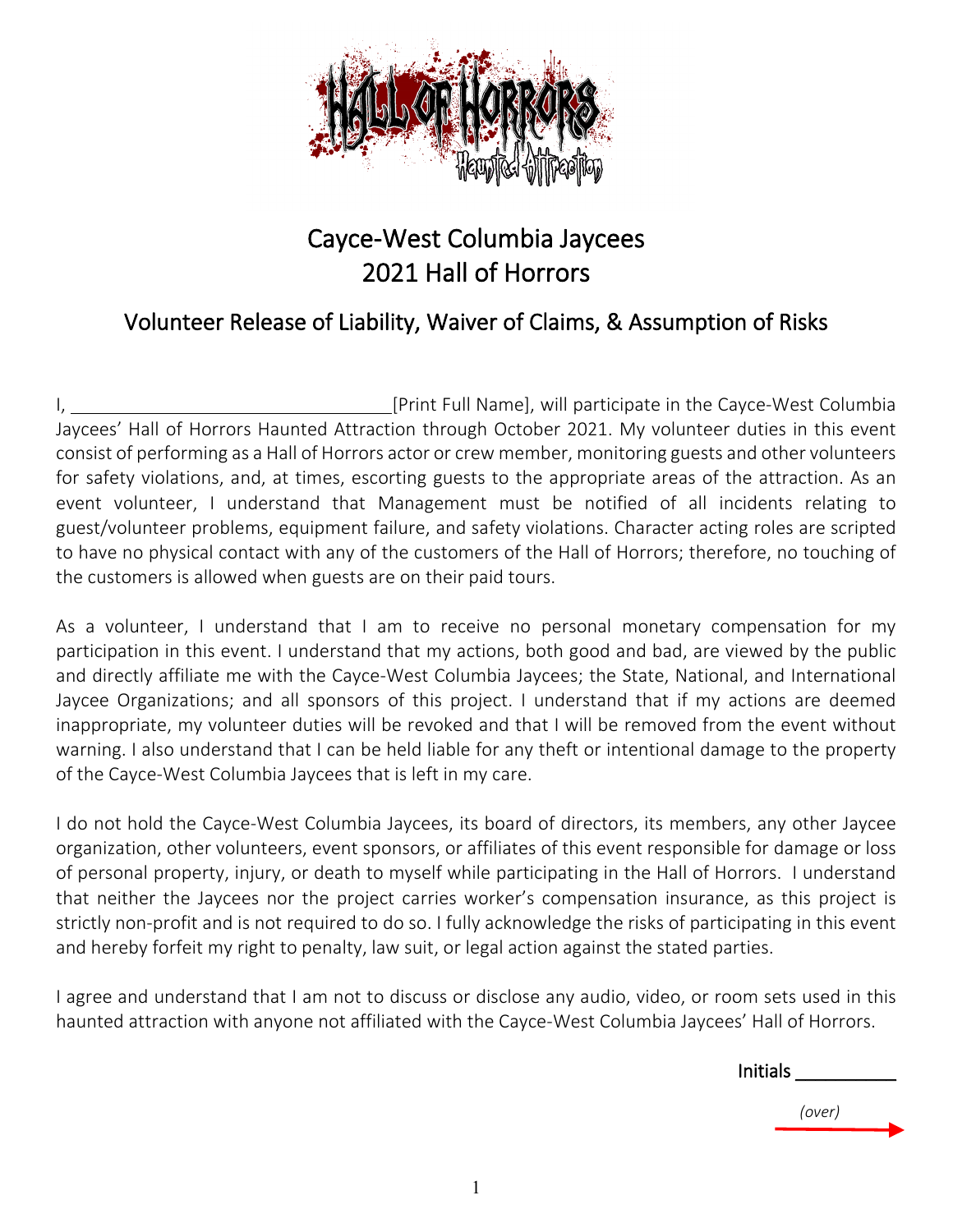# Cayce-West Columbia Jaycees
# 2021 Hall of Horrors

## Volunteer Release of Liability, Waiver of Claims, & Assumption of Risks

I, ________________________________[Print Full Name], will participate in the Cayce-West Columbia Jaycees' Hall of Horrors Haunted Attraction through October 2021. My volunteer duties in this event consist of performing as a Hall of Horrors actor or crew member, monitoring guests and other volunteers for safety violations, and, at times, escorting guests to the appropriate areas of the attraction. As an event volunteer, I understand that Management must be notified of all incidents relating to guest/volunteer problems, equipment failure, and safety violations. Character acting roles are scripted to have no physical contact with any of the customers of the Hall of Horrors; therefore, no touching of the customers is allowed when guests are on their paid tours.

As a volunteer, I understand that I am to receive no personal monetary compensation for my participation in this event. I understand that my actions, both good and bad, are viewed by the public and directly affiliate me with the Cayce-West Columbia Jaycees; the State, National, and International Jaycee Organizations; and all sponsors of this project. I understand that if my actions are deemed inappropriate, my volunteer duties will be revoked and that I will be removed from the event without warning. I also understand that I can be held liable for any theft or intentional damage to the property of the Cayce-West Columbia Jaycees that is left in my care.

I do not hold the Cayce-West Columbia Jaycees, its board of directors, its members, any other Jaycee organization, other volunteers, event sponsors, or affiliates of this event responsible for damage or loss of personal property, injury, or death to myself while participating in the Hall of Horrors. I understand that neither the Jaycees nor the project carries worker's compensation insurance, as this project is strictly non-profit and is not required to do so. I fully acknowledge the risks of participating in this event and hereby forfeit my right to penalty, law suit, or legal action against the stated parties.

I agree and understand that I am not to discuss or disclose any audio, video, or room sets used in this haunted attraction with anyone not affiliated with the Cayce-West Columbia Jaycees' Hall of Horrors.

Initials __________

*(over)*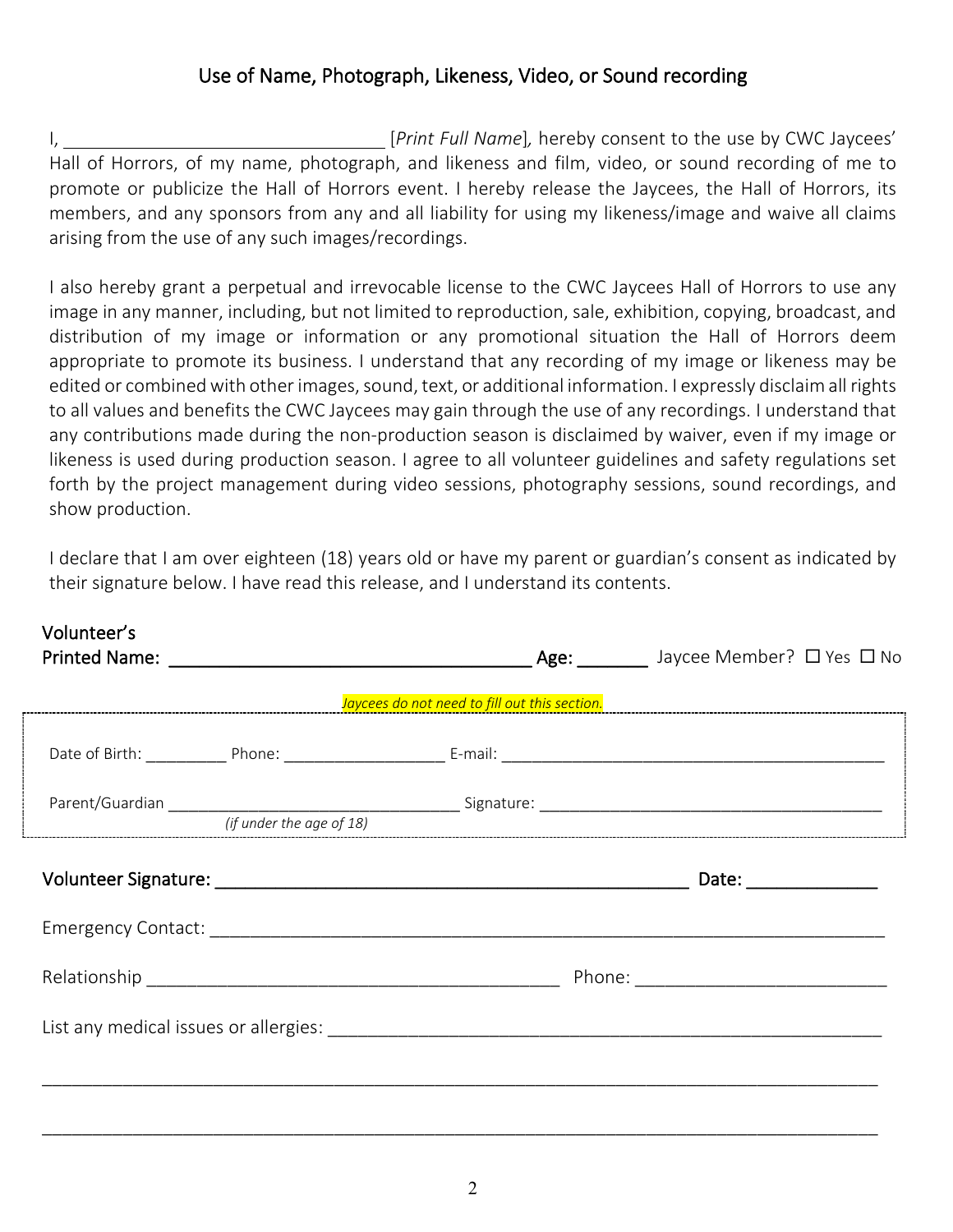## Use of Name, Photograph, Likeness, Video, or Sound recording

I, ________________________________ [*Print Full Name*], hereby consent to the use by CWC Jaycees' Hall of Horrors, of my name, photograph, and likeness and film, video, or sound recording of me to promote or publicize the Hall of Horrors event. I hereby release the Jaycees, the Hall of Horrors, its members, and any sponsors from any and all liability for using my likeness/image and waive all claims arising from the use of any such images/recordings.

I also hereby grant a perpetual and irrevocable license to the CWC Jaycees Hall of Horrors to use any image in any manner, including, but not limited to reproduction, sale, exhibition, copying, broadcast, and distribution of my image or information or any promotional situation the Hall of Horrors deem appropriate to promote its business. I understand that any recording of my image or likeness may be edited or combined with other images, sound, text, or additional information. I expressly disclaim all rights to all values and benefits the CWC Jaycees may gain through the use of any recordings. I understand that any contributions made during the non-production season is disclaimed by waiver, even if my image or likeness is used during production season. I agree to all volunteer guidelines and safety regulations set forth by the project management during video sessions, photography sessions, sound recordings, and show production.

I declare that I am over eighteen (18) years old or have my parent or guardian's consent as indicated by their signature below. I have read this release, and I understand its contents.

**Volunteer's Printed Name:** ____________________________________ **Age:** _______ Jaycee Member? ☐ Yes ☐ No

*Jaycees do not need to fill out this section.*

Date of Birth: _________ Phone: _________________ E-mail: ________________________________________

Parent/Guardian ________________________________ Signature: ______________________________________
*(if under the age of 18)*

**Volunteer Signature:** ________________________________________________ **Date:** _____________

Emergency Contact: ______________________________________________________________________

Relationship ____________________________________________ Phone: _________________________

List any medical issues or allergies: ____________________________________________________________

_____________________________________________________________________________________

_____________________________________________________________________________________